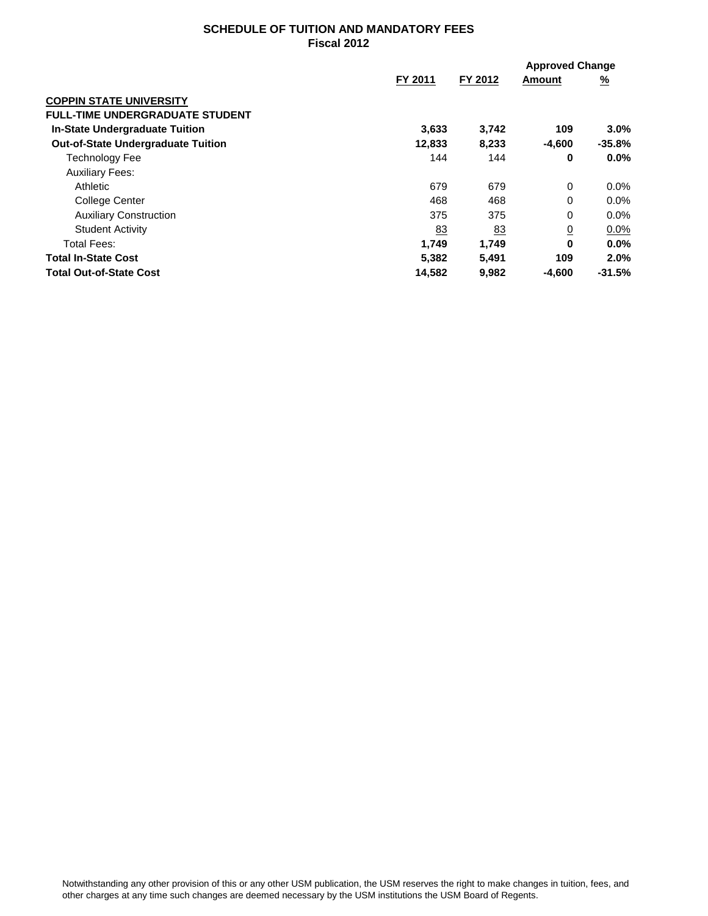## SCHEDULE OF TUITION AND MANDATORY FEES
### Fiscal 2012

| | FY 2011 | FY 2012 | Approved Change Amount | Approved Change % |
|---|---|---|---|---|
| **COPPIN STATE UNIVERSITY** | | | | |
| **FULL-TIME UNDERGRADUATE STUDENT** | | | | |
| **In-State Undergraduate Tuition** | **3,633** | **3,742** | **109** | **3.0%** |
| **Out-of-State Undergraduate Tuition** | **12,833** | **8,233** | **-4,600** | **-35.8%** |
| Technology Fee | 144 | 144 | **0** | **0.0%** |
| Auxiliary Fees: | | | | |
| Athletic | 679 | 679 | 0 | 0.0% |
| College Center | 468 | 468 | 0 | 0.0% |
| Auxiliary Construction | 375 | 375 | 0 | 0.0% |
| Student Activity | 83 | 83 | 0 | 0.0% |
| Total Fees: | **1,749** | **1,749** | **0** | **0.0%** |
| **Total In-State Cost** | **5,382** | **5,491** | **109** | **2.0%** |
| **Total Out-of-State Cost** | **14,582** | **9,982** | **-4,600** | **-31.5%** |

Notwithstanding any other provision of this or any other USM publication, the USM reserves the right to make changes in tuition, fees, and other charges at any time such changes are deemed necessary by the USM institutions the USM Board of Regents.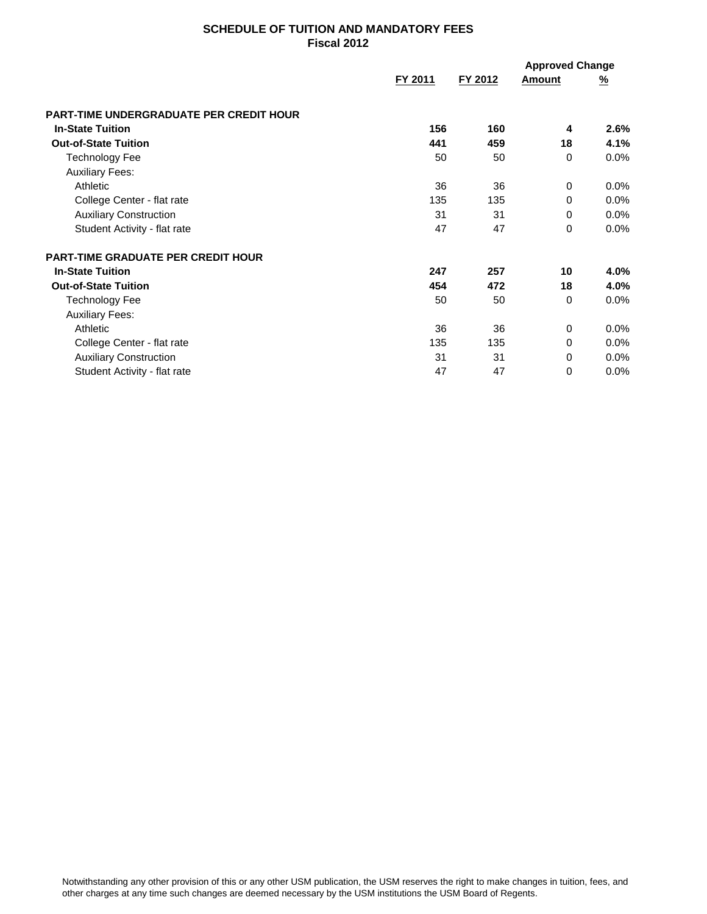**SCHEDULE OF TUITION AND MANDATORY FEES**
**Fiscal 2012**

| | FY 2011 | FY 2012 | Approved Change Amount | Approved Change % |
|---|---|---|---|---|
| **PART-TIME UNDERGRADUATE PER CREDIT HOUR** | | | | |
| **In-State Tuition** | **156** | **160** | **4** | **2.6%** |
| **Out-of-State Tuition** | **441** | **459** | **18** | **4.1%** |
| Technology Fee | 50 | 50 | 0 | 0.0% |
| Auxiliary Fees: | | | | |
| Athletic | 36 | 36 | 0 | 0.0% |
| College Center - flat rate | 135 | 135 | 0 | 0.0% |
| Auxiliary Construction | 31 | 31 | 0 | 0.0% |
| Student Activity - flat rate | 47 | 47 | 0 | 0.0% |
| **PART-TIME GRADUATE PER CREDIT HOUR** | | | | |
| **In-State Tuition** | **247** | **257** | **10** | **4.0%** |
| **Out-of-State Tuition** | **454** | **472** | **18** | **4.0%** |
| Technology Fee | 50 | 50 | 0 | 0.0% |
| Auxiliary Fees: | | | | |
| Athletic | 36 | 36 | 0 | 0.0% |
| College Center - flat rate | 135 | 135 | 0 | 0.0% |
| Auxiliary Construction | 31 | 31 | 0 | 0.0% |
| Student Activity - flat rate | 47 | 47 | 0 | 0.0% |

Notwithstanding any other provision of this or any other USM publication, the USM reserves the right to make changes in tuition, fees, and other charges at any time such changes are deemed necessary by the USM institutions the USM Board of Regents.